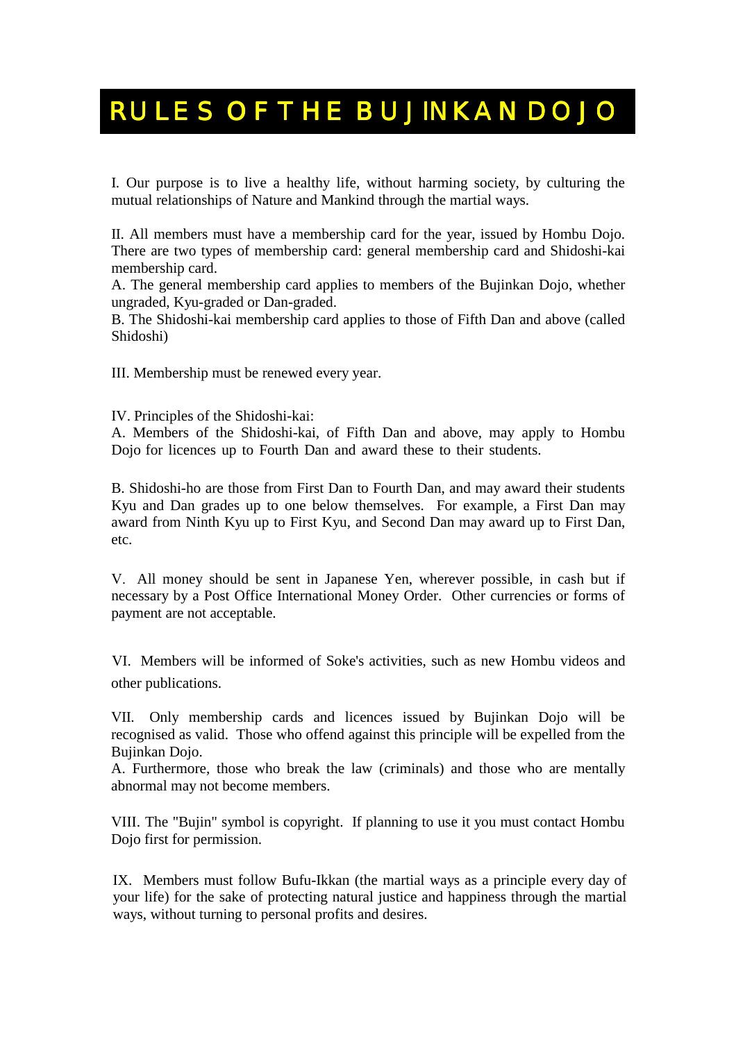# RULES OF THE BUJINKAN DOJO

I. Our purpose is to live a healthy life, without harming society, by culturing the mutual relationships of Nature and Mankind through the martial ways.

II. All members must have a membership card for the year, issued by Hombu Dojo. There are two types of membership card: general membership card and Shidoshi-kai membership card.
A. The general membership card applies to members of the Bujinkan Dojo, whether ungraded, Kyu-graded or Dan-graded.
B. The Shidoshi-kai membership card applies to those of Fifth Dan and above (called Shidoshi)

III. Membership must be renewed every year.

IV. Principles of the Shidoshi-kai:
A. Members of the Shidoshi-kai, of Fifth Dan and above, may apply to Hombu Dojo for licences up to Fourth Dan and award these to their students.

B. Shidoshi-ho are those from First Dan to Fourth Dan, and may award their students Kyu and Dan grades up to one below themselves. For example, a First Dan may award from Ninth Kyu up to First Kyu, and Second Dan may award up to First Dan, etc.

V. All money should be sent in Japanese Yen, wherever possible, in cash but if necessary by a Post Office International Money Order. Other currencies or forms of payment are not acceptable.

VI. Members will be informed of Soke's activities, such as new Hombu videos and other publications.

VII. Only membership cards and licences issued by Bujinkan Dojo will be recognised as valid. Those who offend against this principle will be expelled from the Bujinkan Dojo.
A. Furthermore, those who break the law (criminals) and those who are mentally abnormal may not become members.

VIII. The "Bujin" symbol is copyright. If planning to use it you must contact Hombu Dojo first for permission.

IX. Members must follow Bufu-Ikkan (the martial ways as a principle every day of your life) for the sake of protecting natural justice and happiness through the martial ways, without turning to personal profits and desires.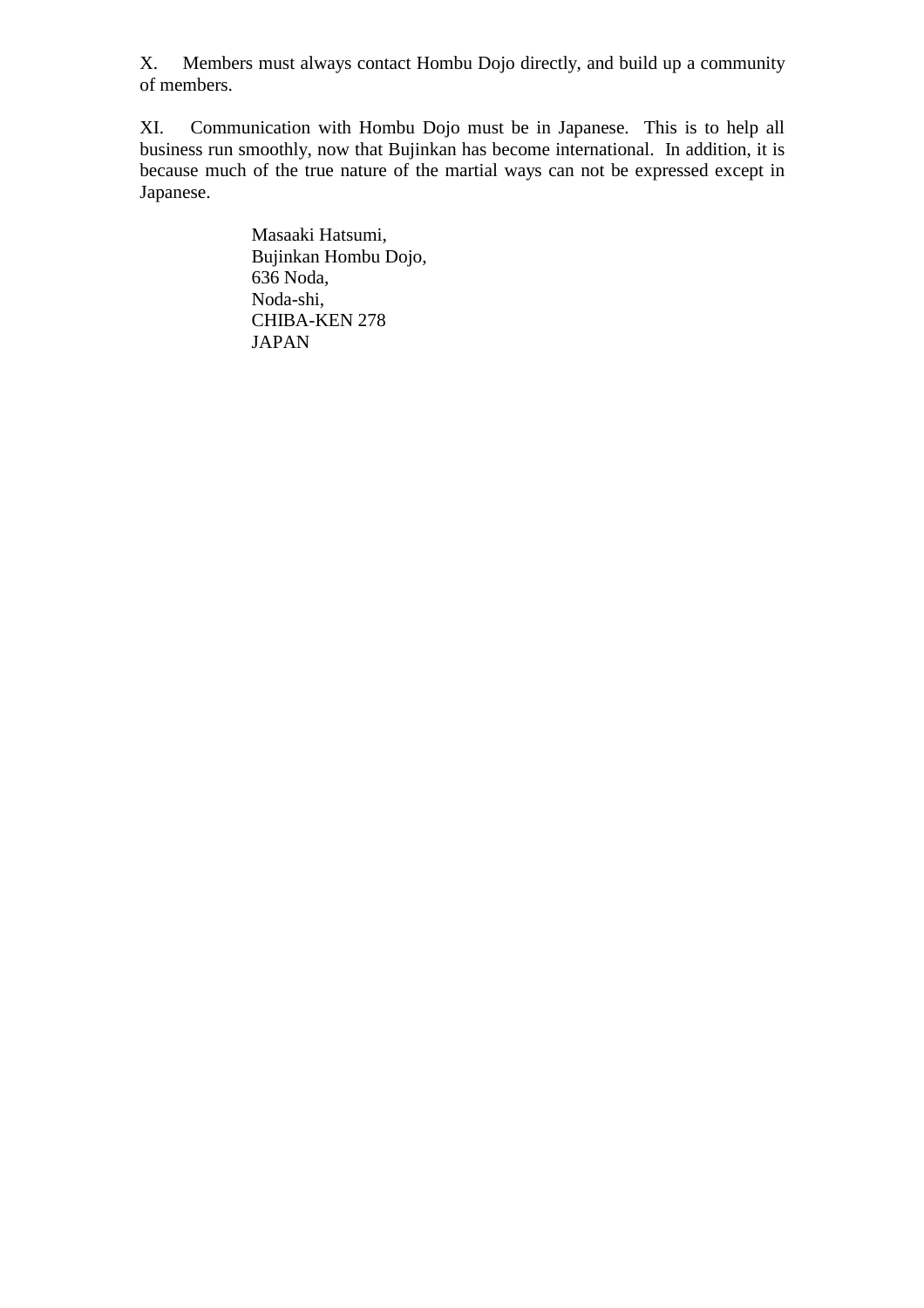X. Members must always contact Hombu Dojo directly, and build up a community of members.

XI. Communication with Hombu Dojo must be in Japanese. This is to help all business run smoothly, now that Bujinkan has become international. In addition, it is because much of the true nature of the martial ways can not be expressed except in Japanese.

> Masaaki Hatsumi,
> Bujinkan Hombu Dojo,
> 636 Noda,
> Noda-shi,
> CHIBA-KEN 278
> JAPAN